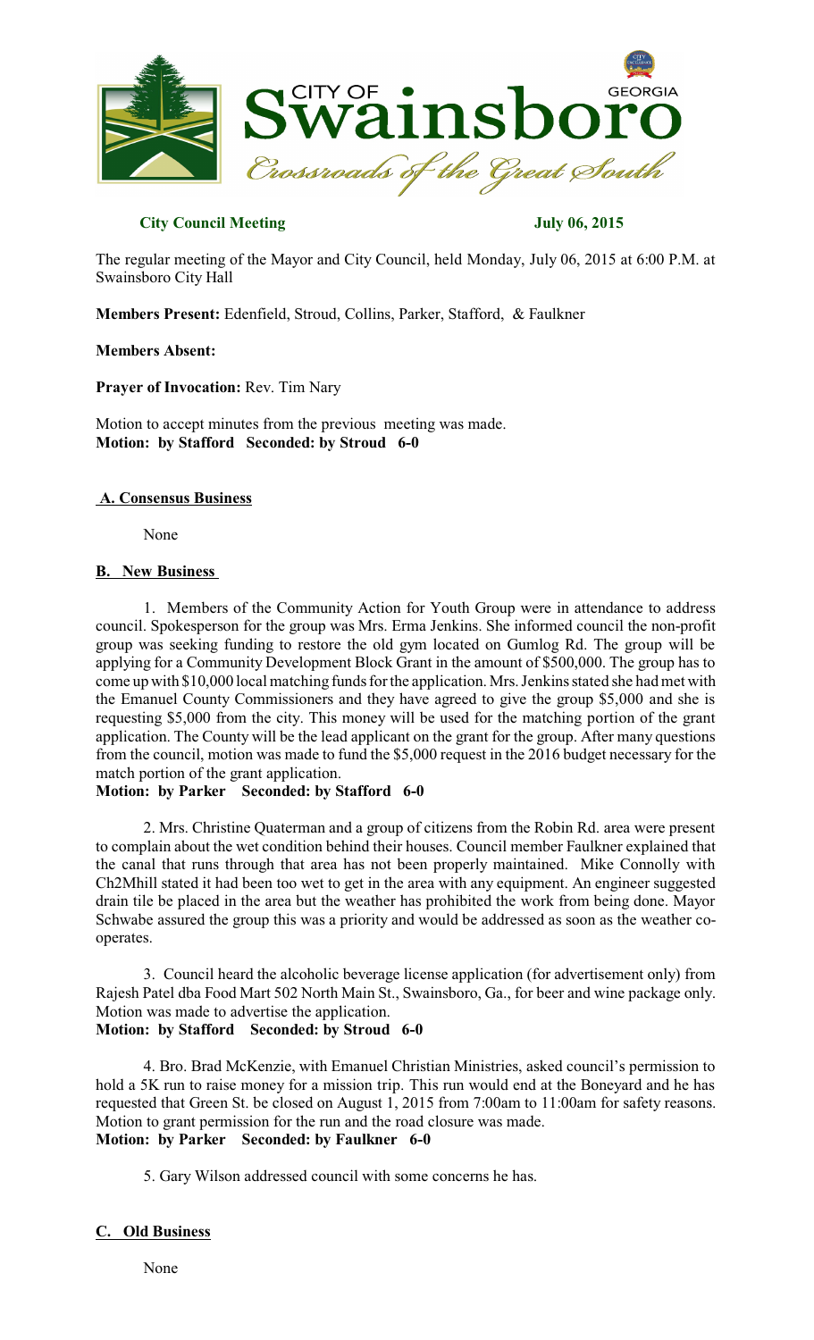**City Council Meeting** **July 06, 2015**

The regular meeting of the Mayor and City Council, held Monday, July 06, 2015 at 6:00 P.M. at Swainsboro City Hall

**Members Present:** Edenfield, Stroud, Collins, Parker, Stafford, & Faulkner

**Members Absent:**

**Prayer of Invocation:** Rev. Tim Nary

Motion to accept minutes from the previous meeting was made.
**Motion: by Stafford Seconded: by Stroud 6-0**

## A. Consensus Business

None

## B. New Business

1. Members of the Community Action for Youth Group were in attendance to address council. Spokesperson for the group was Mrs. Erma Jenkins. She informed council the non-profit group was seeking funding to restore the old gym located on Gumlog Rd. The group will be applying for a Community Development Block Grant in the amount of $500,000. The group has to come up with $10,000 local matching funds for the application. Mrs. Jenkins stated she had met with the Emanuel County Commissioners and they have agreed to give the group $5,000 and she is requesting $5,000 from the city. This money will be used for the matching portion of the grant application. The County will be the lead applicant on the grant for the group. After many questions from the council, motion was made to fund the $5,000 request in the 2016 budget necessary for the match portion of the grant application.
**Motion: by Parker Seconded: by Stafford 6-0**

2. Mrs. Christine Quaterman and a group of citizens from the Robin Rd. area were present to complain about the wet condition behind their houses. Council member Faulkner explained that the canal that runs through that area has not been properly maintained. Mike Connolly with Ch2Mhill stated it had been too wet to get in the area with any equipment. An engineer suggested drain tile be placed in the area but the weather has prohibited the work from being done. Mayor Schwabe assured the group this was a priority and would be addressed as soon as the weather co-operates.

3. Council heard the alcoholic beverage license application (for advertisement only) from Rajesh Patel dba Food Mart 502 North Main St., Swainsboro, Ga., for beer and wine package only. Motion was made to advertise the application.
**Motion: by Stafford Seconded: by Stroud 6-0**

4. Bro. Brad McKenzie, with Emanuel Christian Ministries, asked council's permission to hold a 5K run to raise money for a mission trip. This run would end at the Boneyard and he has requested that Green St. be closed on August 1, 2015 from 7:00am to 11:00am for safety reasons. Motion to grant permission for the run and the road closure was made.
**Motion: by Parker Seconded: by Faulkner 6-0**

5. Gary Wilson addressed council with some concerns he has.

## C. Old Business

None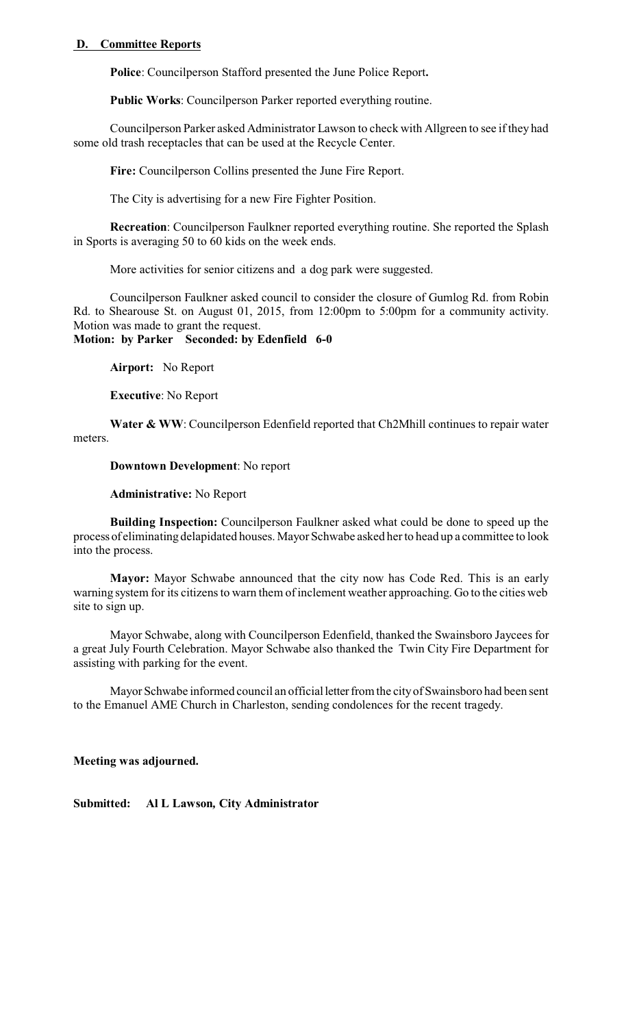## D. Committee Reports

**Police**: Councilperson Stafford presented the June Police Report**.**

**Public Works**: Councilperson Parker reported everything routine.

Councilperson Parker asked Administrator Lawson to check with Allgreen to see if they had some old trash receptacles that can be used at the Recycle Center.

**Fire:** Councilperson Collins presented the June Fire Report.

The City is advertising for a new Fire Fighter Position.

**Recreation**: Councilperson Faulkner reported everything routine. She reported the Splash in Sports is averaging 50 to 60 kids on the week ends.

More activities for senior citizens and a dog park were suggested.

Councilperson Faulkner asked council to consider the closure of Gumlog Rd. from Robin Rd. to Shearouse St. on August 01, 2015, from 12:00pm to 5:00pm for a community activity. Motion was made to grant the request.

**Motion: by Parker Seconded: by Edenfield 6-0**

**Airport:** No Report

**Executive**: No Report

**Water & WW**: Councilperson Edenfield reported that Ch2Mhill continues to repair water meters.

**Downtown Development**: No report

**Administrative:** No Report

**Building Inspection:** Councilperson Faulkner asked what could be done to speed up the process of eliminating delapidated houses. Mayor Schwabe asked her to head up a committee to look into the process.

**Mayor:** Mayor Schwabe announced that the city now has Code Red. This is an early warning system for its citizens to warn them of inclement weather approaching. Go to the cities web site to sign up.

Mayor Schwabe, along with Councilperson Edenfield, thanked the Swainsboro Jaycees for a great July Fourth Celebration. Mayor Schwabe also thanked the Twin City Fire Department for assisting with parking for the event.

Mayor Schwabe informed council an official letter from the city of Swainsboro had been sent to the Emanuel AME Church in Charleston, sending condolences for the recent tragedy.

**Meeting was adjourned.**

**Submitted: Al L Lawson, City Administrator**